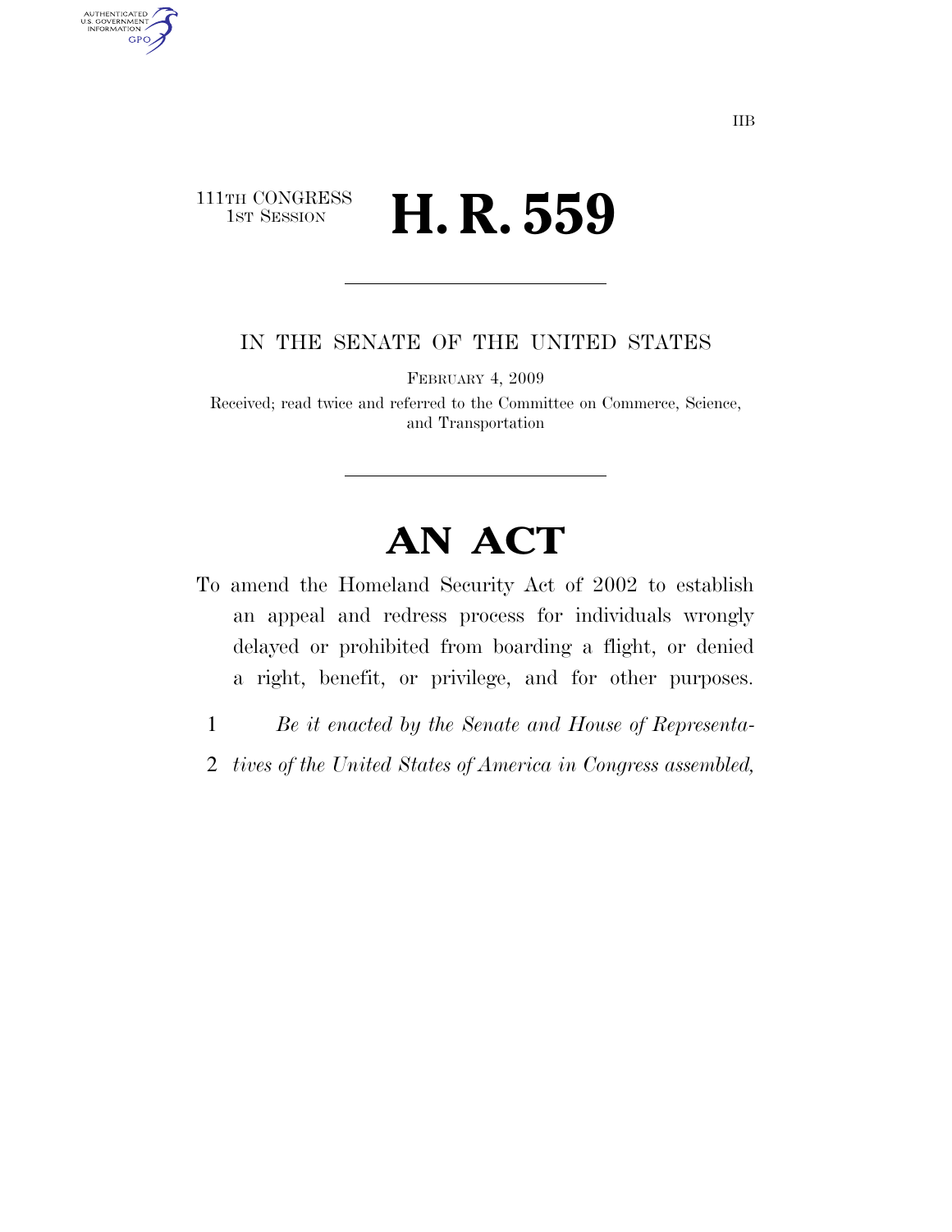IIB

111TH CONGRESS
1ST SESSION

# H. R. 559

IN THE SENATE OF THE UNITED STATES

FEBRUARY 4, 2009

Received; read twice and referred to the Committee on Commerce, Science, and Transportation

# AN ACT

To amend the Homeland Security Act of 2002 to establish an appeal and redress process for individuals wrongly delayed or prohibited from boarding a flight, or denied a right, benefit, or privilege, and for other purposes.

1 *Be it enacted by the Senate and House of Representa-*
2 *tives of the United States of America in Congress assembled,*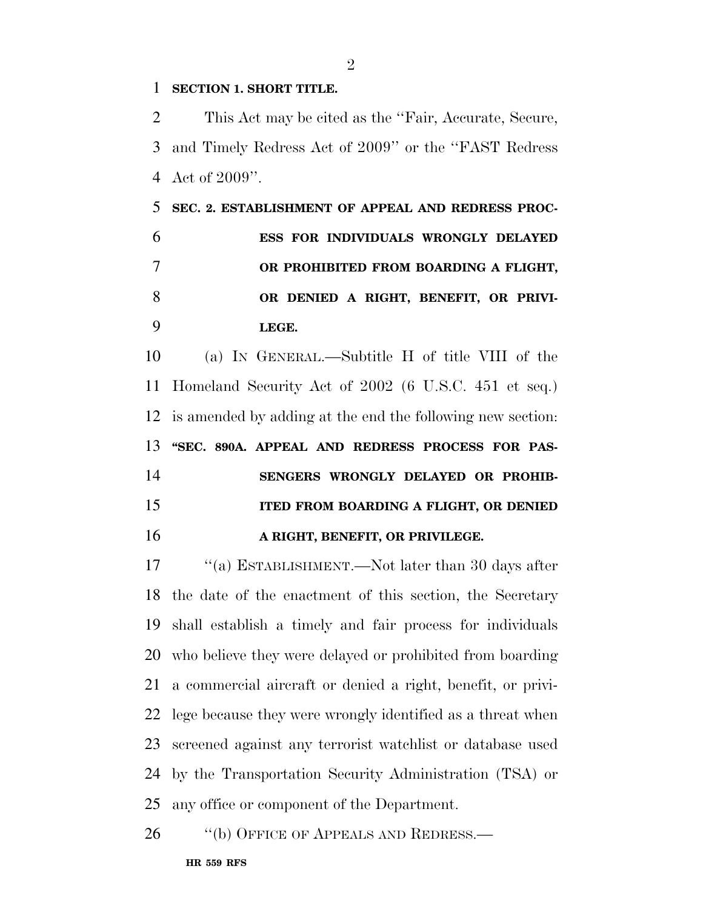**SECTION 1. SHORT TITLE.**

This Act may be cited as the ''Fair, Accurate, Secure, and Timely Redress Act of 2009'' or the ''FAST Redress Act of 2009''.

**SEC. 2. ESTABLISHMENT OF APPEAL AND REDRESS PROCESS FOR INDIVIDUALS WRONGLY DELAYED OR PROHIBITED FROM BOARDING A FLIGHT, OR DENIED A RIGHT, BENEFIT, OR PRIVILEGE.**

(a) IN GENERAL.—Subtitle H of title VIII of the Homeland Security Act of 2002 (6 U.S.C. 451 et seq.) is amended by adding at the end the following new section:

**''SEC. 890A. APPEAL AND REDRESS PROCESS FOR PASSENGERS WRONGLY DELAYED OR PROHIBITED FROM BOARDING A FLIGHT, OR DENIED A RIGHT, BENEFIT, OR PRIVILEGE.**

''(a) ESTABLISHMENT.—Not later than 30 days after the date of the enactment of this section, the Secretary shall establish a timely and fair process for individuals who believe they were delayed or prohibited from boarding a commercial aircraft or denied a right, benefit, or privilege because they were wrongly identified as a threat when screened against any terrorist watchlist or database used by the Transportation Security Administration (TSA) or any office or component of the Department.

''(b) OFFICE OF APPEALS AND REDRESS.—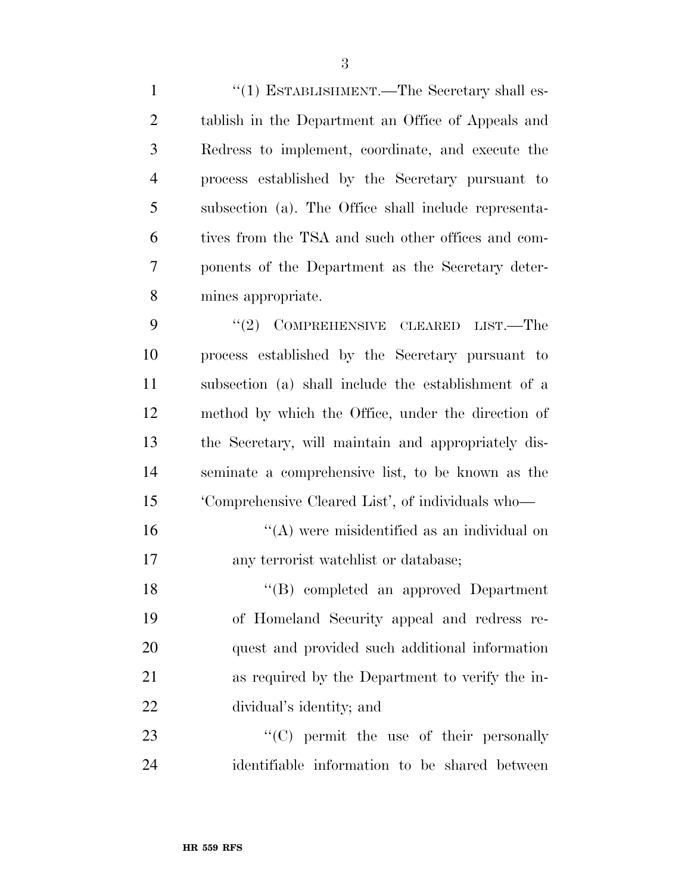''(1) ESTABLISHMENT.—The Secretary shall establish in the Department an Office of Appeals and Redress to implement, coordinate, and execute the process established by the Secretary pursuant to subsection (a). The Office shall include representatives from the TSA and such other offices and components of the Department as the Secretary determines appropriate.

''(2) COMPREHENSIVE CLEARED LIST.—The process established by the Secretary pursuant to subsection (a) shall include the establishment of a method by which the Office, under the direction of the Secretary, will maintain and appropriately disseminate a comprehensive list, to be known as the 'Comprehensive Cleared List', of individuals who—

''(A) were misidentified as an individual on any terrorist watchlist or database;

''(B) completed an approved Department of Homeland Security appeal and redress request and provided such additional information as required by the Department to verify the individual's identity; and

''(C) permit the use of their personally identifiable information to be shared between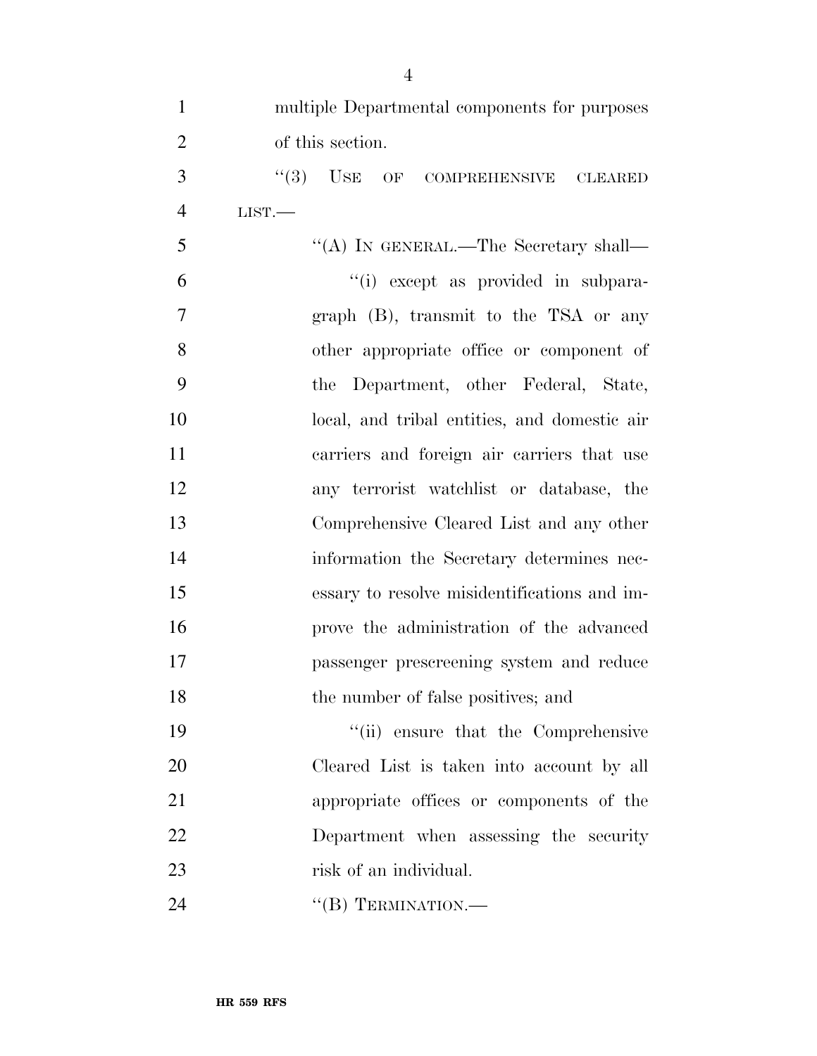multiple Departmental components for purposes of this section.

"(3) USE OF COMPREHENSIVE CLEARED LIST.—

"(A) IN GENERAL.—The Secretary shall—

"(i) except as provided in subparagraph (B), transmit to the TSA or any other appropriate office or component of the Department, other Federal, State, local, and tribal entities, and domestic air carriers and foreign air carriers that use any terrorist watchlist or database, the Comprehensive Cleared List and any other information the Secretary determines necessary to resolve misidentifications and improve the administration of the advanced passenger prescreening system and reduce the number of false positives; and

"(ii) ensure that the Comprehensive Cleared List is taken into account by all appropriate offices or components of the Department when assessing the security risk of an individual.

"(B) TERMINATION.—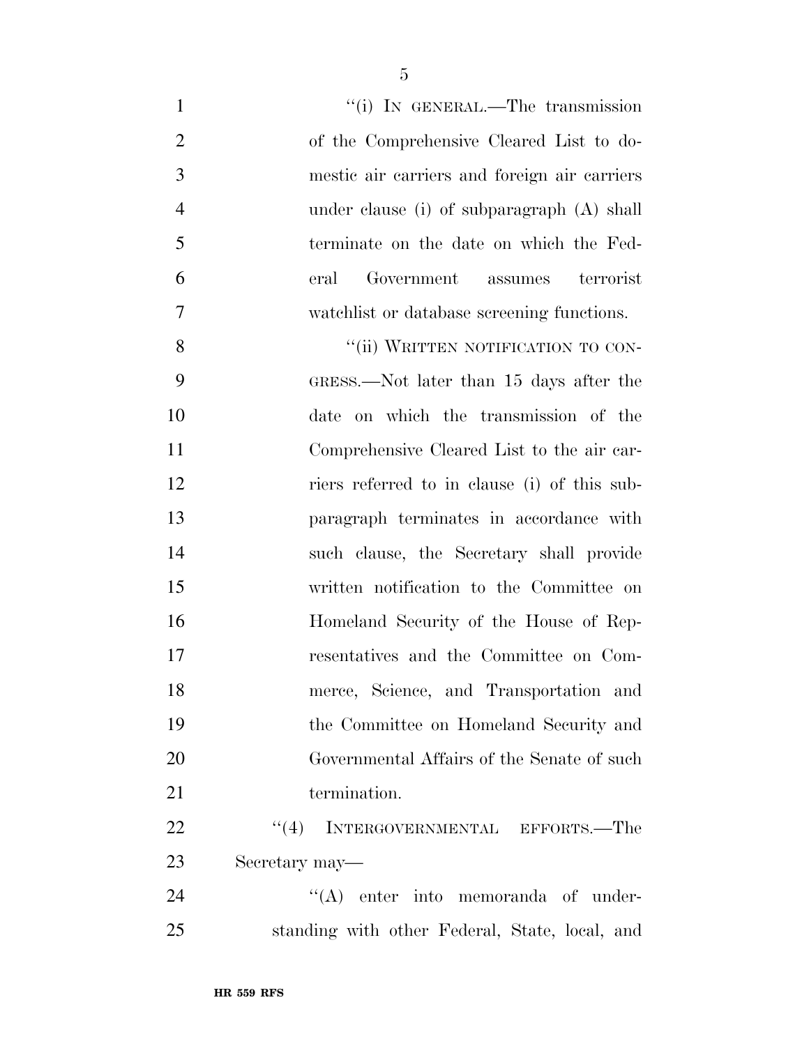"(i) IN GENERAL.—The transmission of the Comprehensive Cleared List to domestic air carriers and foreign air carriers under clause (i) of subparagraph (A) shall terminate on the date on which the Federal Government assumes terrorist watchlist or database screening functions.

"(ii) WRITTEN NOTIFICATION TO CONGRESS.—Not later than 15 days after the date on which the transmission of the Comprehensive Cleared List to the air carriers referred to in clause (i) of this subparagraph terminates in accordance with such clause, the Secretary shall provide written notification to the Committee on Homeland Security of the House of Representatives and the Committee on Commerce, Science, and Transportation and the Committee on Homeland Security and Governmental Affairs of the Senate of such termination.

"(4) INTERGOVERNMENTAL EFFORTS.—The Secretary may—

"(A) enter into memoranda of understanding with other Federal, State, local, and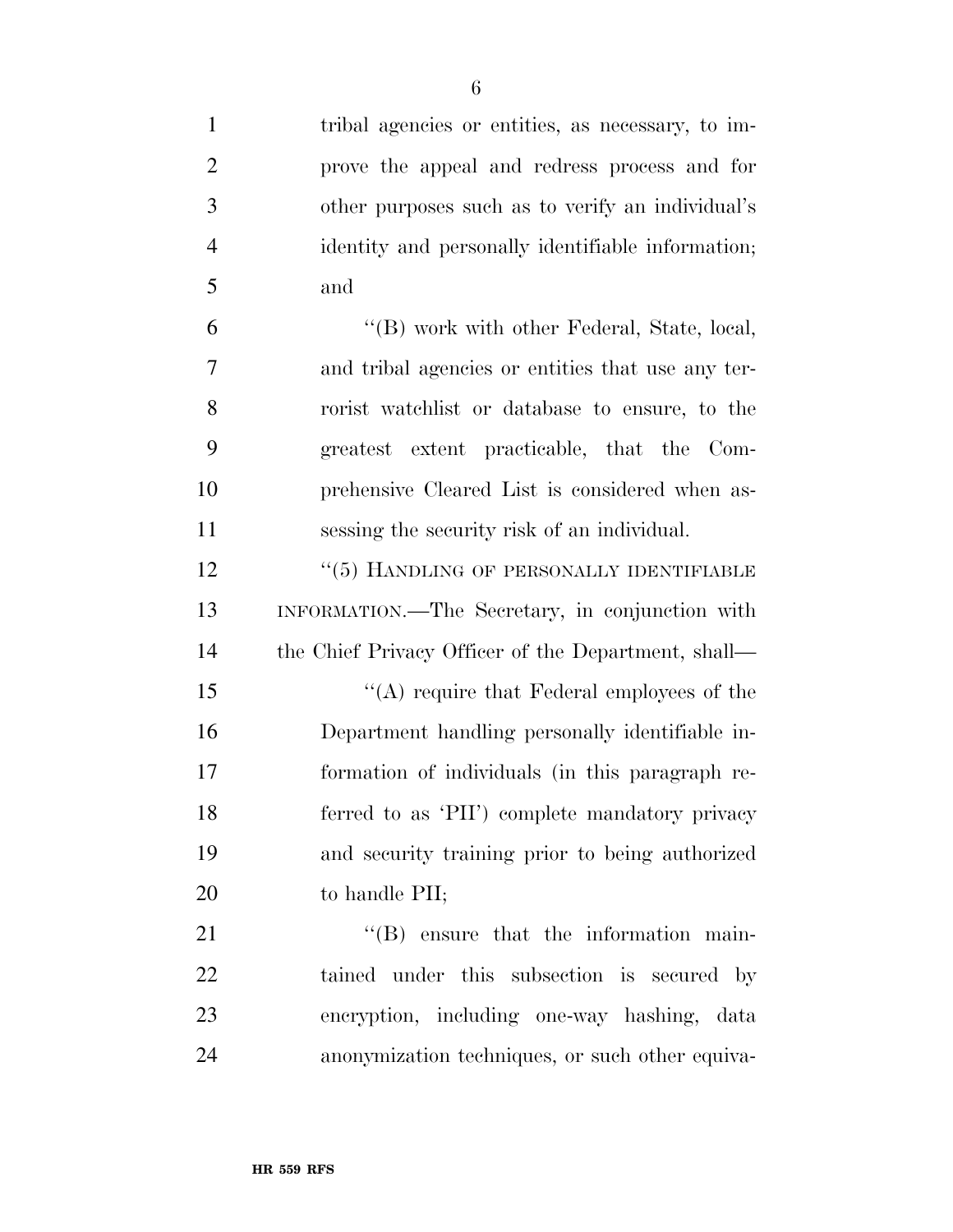tribal agencies or entities, as necessary, to improve the appeal and redress process and for other purposes such as to verify an individual's identity and personally identifiable information; and

''(B) work with other Federal, State, local, and tribal agencies or entities that use any terrorist watchlist or database to ensure, to the greatest extent practicable, that the Comprehensive Cleared List is considered when assessing the security risk of an individual.

''(5) HANDLING OF PERSONALLY IDENTIFIABLE INFORMATION.—The Secretary, in conjunction with the Chief Privacy Officer of the Department, shall—

''(A) require that Federal employees of the Department handling personally identifiable information of individuals (in this paragraph referred to as 'PII') complete mandatory privacy and security training prior to being authorized to handle PII;

''(B) ensure that the information maintained under this subsection is secured by encryption, including one-way hashing, data anonymization techniques, or such other equiva-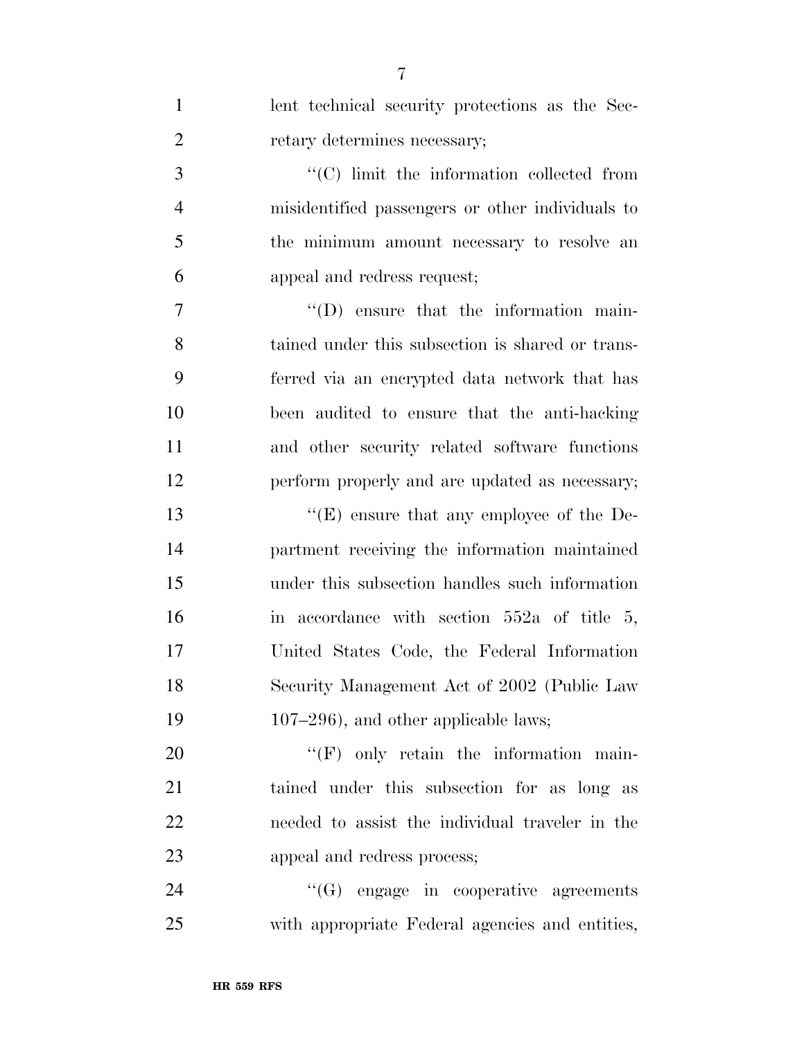lent technical security protections as the Secretary determines necessary;

''(C) limit the information collected from misidentified passengers or other individuals to the minimum amount necessary to resolve an appeal and redress request;

''(D) ensure that the information maintained under this subsection is shared or transferred via an encrypted data network that has been audited to ensure that the anti-hacking and other security related software functions perform properly and are updated as necessary;

''(E) ensure that any employee of the Department receiving the information maintained under this subsection handles such information in accordance with section 552a of title 5, United States Code, the Federal Information Security Management Act of 2002 (Public Law 107–296), and other applicable laws;

''(F) only retain the information maintained under this subsection for as long as needed to assist the individual traveler in the appeal and redress process;

''(G) engage in cooperative agreements with appropriate Federal agencies and entities,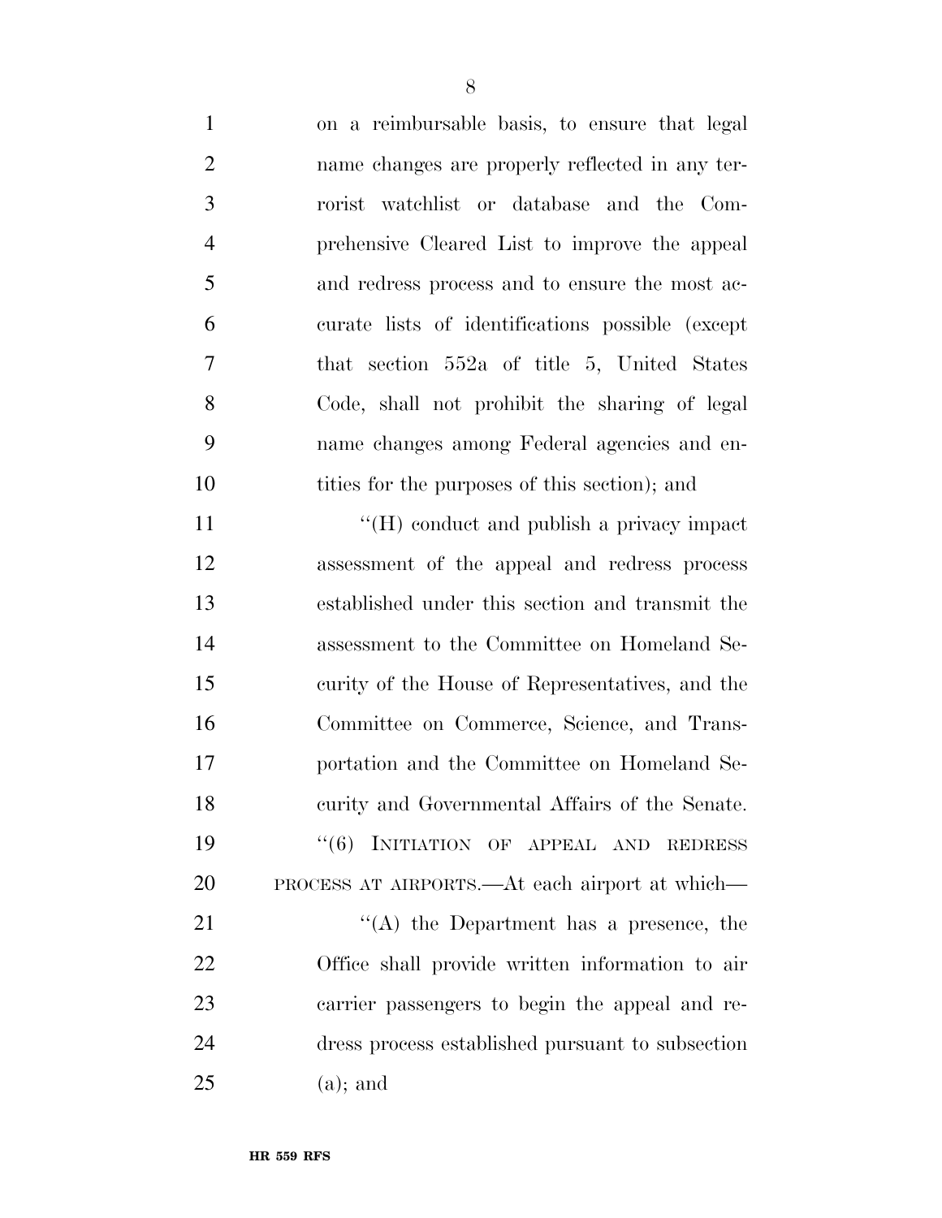on a reimbursable basis, to ensure that legal name changes are properly reflected in any terrorist watchlist or database and the Comprehensive Cleared List to improve the appeal and redress process and to ensure the most accurate lists of identifications possible (except that section 552a of title 5, United States Code, shall not prohibit the sharing of legal name changes among Federal agencies and entities for the purposes of this section); and

''(H) conduct and publish a privacy impact assessment of the appeal and redress process established under this section and transmit the assessment to the Committee on Homeland Security of the House of Representatives, and the Committee on Commerce, Science, and Transportation and the Committee on Homeland Security and Governmental Affairs of the Senate.

''(6) INITIATION OF APPEAL AND REDRESS PROCESS AT AIRPORTS.—At each airport at which—

''(A) the Department has a presence, the Office shall provide written information to air carrier passengers to begin the appeal and redress process established pursuant to subsection (a); and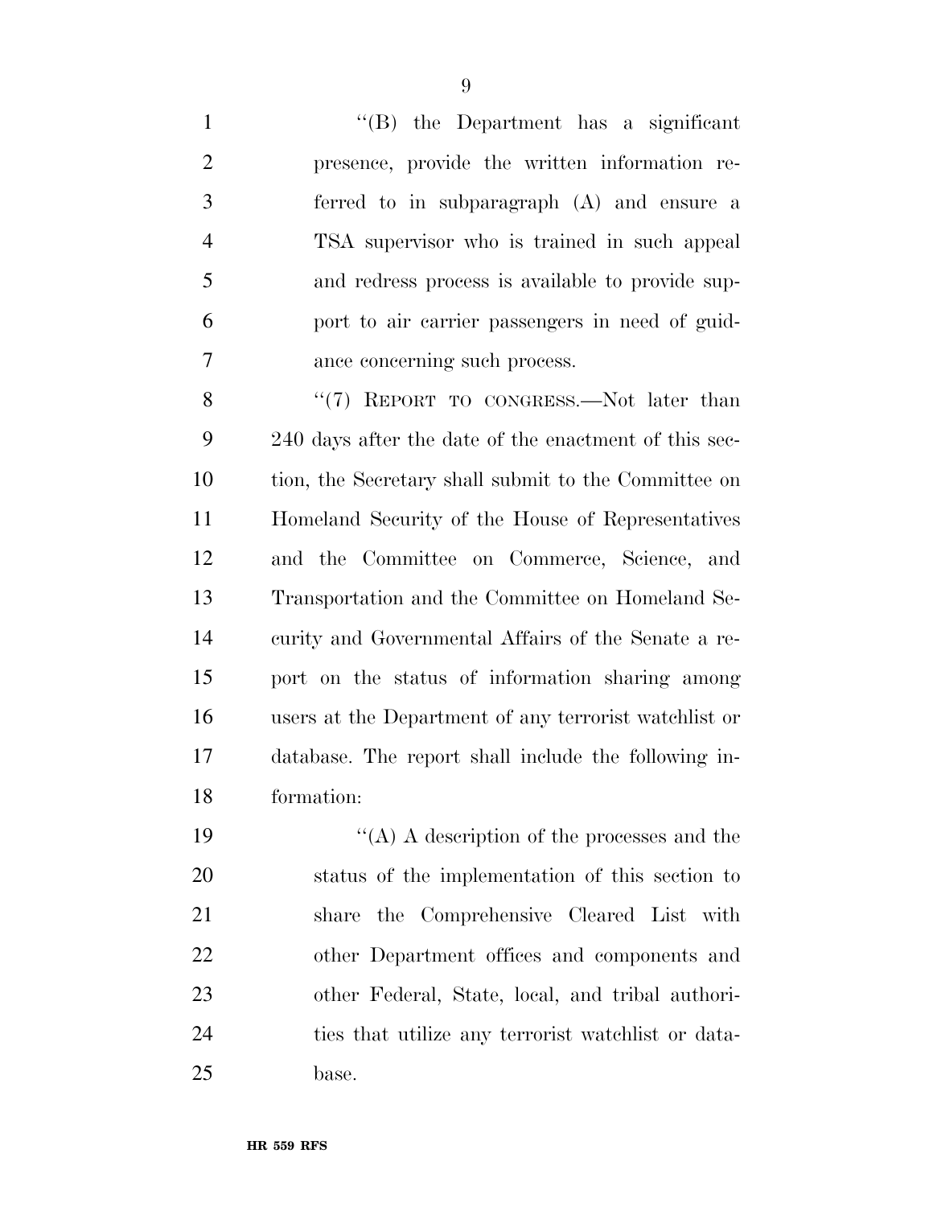''(B) the Department has a significant presence, provide the written information referred to in subparagraph (A) and ensure a TSA supervisor who is trained in such appeal and redress process is available to provide support to air carrier passengers in need of guidance concerning such process.

''(7) REPORT TO CONGRESS.—Not later than 240 days after the date of the enactment of this section, the Secretary shall submit to the Committee on Homeland Security of the House of Representatives and the Committee on Commerce, Science, and Transportation and the Committee on Homeland Security and Governmental Affairs of the Senate a report on the status of information sharing among users at the Department of any terrorist watchlist or database. The report shall include the following information:

''(A) A description of the processes and the status of the implementation of this section to share the Comprehensive Cleared List with other Department offices and components and other Federal, State, local, and tribal authorities that utilize any terrorist watchlist or database.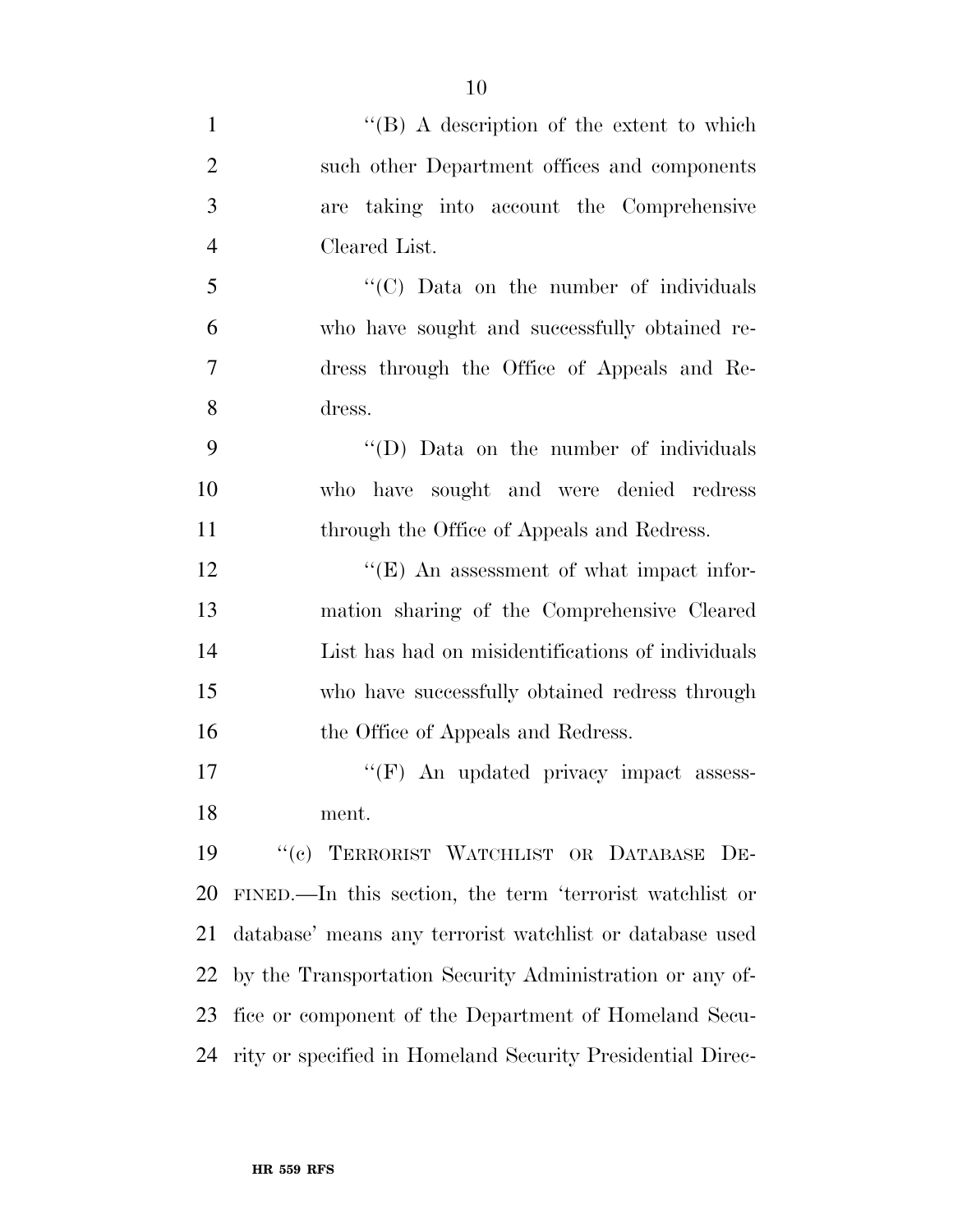"(B) A description of the extent to which such other Department offices and components are taking into account the Comprehensive Cleared List.

"(C) Data on the number of individuals who have sought and successfully obtained redress through the Office of Appeals and Redress.

"(D) Data on the number of individuals who have sought and were denied redress through the Office of Appeals and Redress.

"(E) An assessment of what impact information sharing of the Comprehensive Cleared List has had on misidentifications of individuals who have successfully obtained redress through the Office of Appeals and Redress.

"(F) An updated privacy impact assessment.

"(c) TERRORIST WATCHLIST OR DATABASE DEFINED.—In this section, the term 'terrorist watchlist or database' means any terrorist watchlist or database used by the Transportation Security Administration or any office or component of the Department of Homeland Security or specified in Homeland Security Presidential Direc-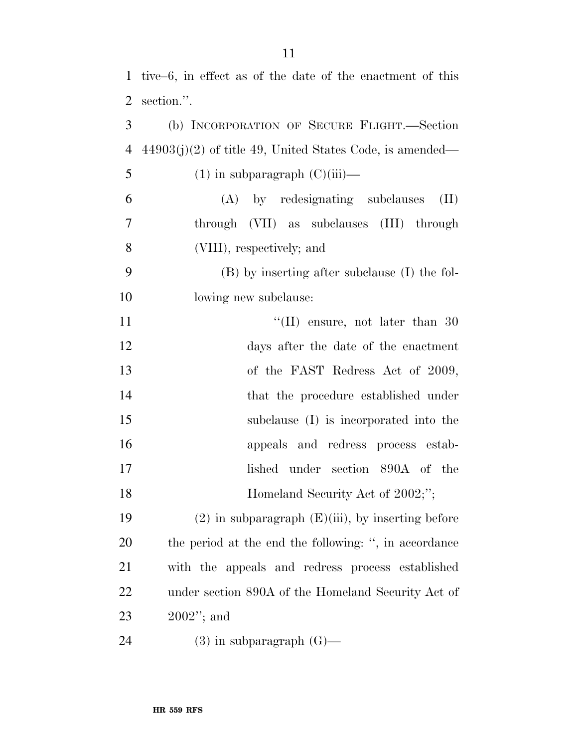tive–6, in effect as of the date of the enactment of this section.''.

(b) INCORPORATION OF SECURE FLIGHT.—Section 44903(j)(2) of title 49, United States Code, is amended—

(1) in subparagraph (C)(iii)—

(A) by redesignating subclauses (II) through (VII) as subclauses (III) through (VIII), respectively; and

(B) by inserting after subclause (I) the following new subclause:

''(II) ensure, not later than 30 days after the date of the enactment of the FAST Redress Act of 2009, that the procedure established under subclause (I) is incorporated into the appeals and redress process established under section 890A of the Homeland Security Act of 2002;'';

(2) in subparagraph (E)(iii), by inserting before the period at the end the following: '', in accordance with the appeals and redress process established under section 890A of the Homeland Security Act of 2002''; and

(3) in subparagraph (G)—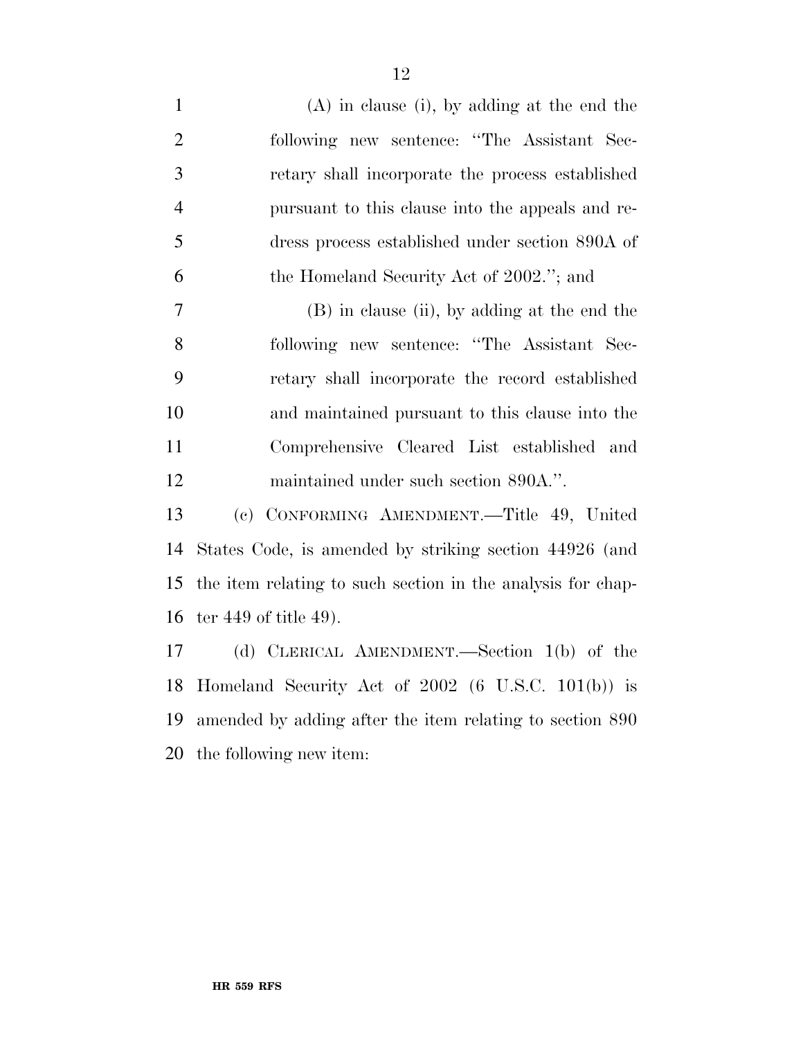(A) in clause (i), by adding at the end the following new sentence: "The Assistant Secretary shall incorporate the process established pursuant to this clause into the appeals and redress process established under section 890A of the Homeland Security Act of 2002."; and

(B) in clause (ii), by adding at the end the following new sentence: "The Assistant Secretary shall incorporate the record established and maintained pursuant to this clause into the Comprehensive Cleared List established and maintained under such section 890A.".

(c) CONFORMING AMENDMENT.—Title 49, United States Code, is amended by striking section 44926 (and the item relating to such section in the analysis for chapter 449 of title 49).

(d) CLERICAL AMENDMENT.—Section 1(b) of the Homeland Security Act of 2002 (6 U.S.C. 101(b)) is amended by adding after the item relating to section 890 the following new item: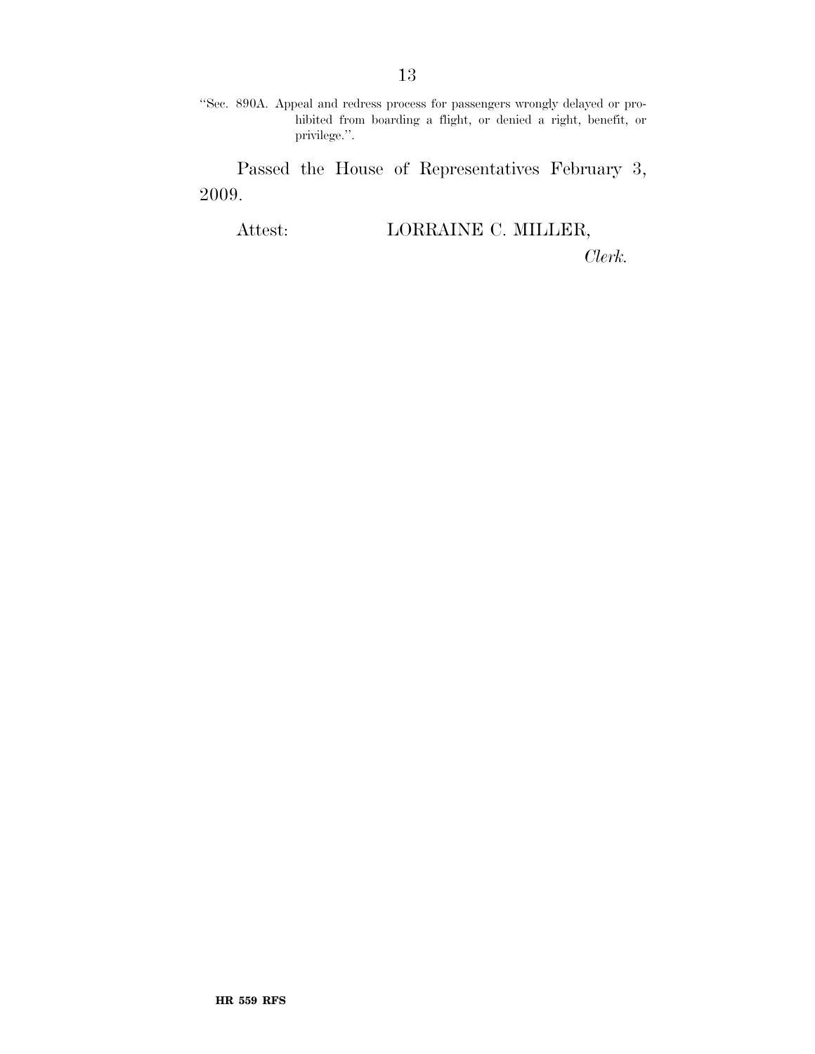"Sec. 890A. Appeal and redress process for passengers wrongly delayed or prohibited from boarding a flight, or denied a right, benefit, or privilege.".

Passed the House of Representatives February 3, 2009.

Attest: LORRAINE C. MILLER,

*Clerk.*

**HR 559 RFS**